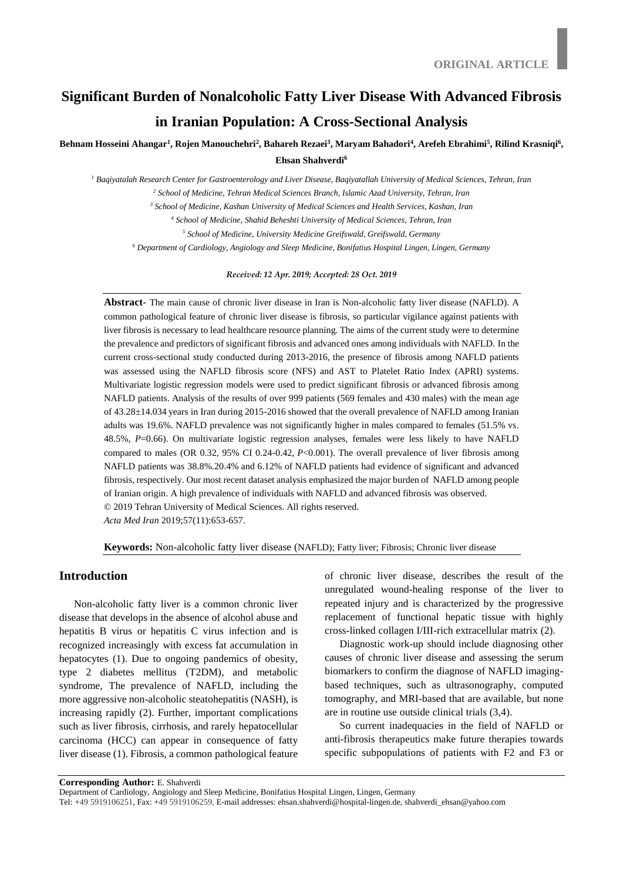ORIGINAL ARTICLE

# Significant Burden of Nonalcoholic Fatty Liver Disease With Advanced Fibrosis in Iranian Population: A Cross-Sectional Analysis

**Behnam Hosseini Ahangar[1], Rojen Manouchehri[2], Bahareh Rezaei[3], Maryam Bahadori[4], Arefeh Ebrahimi[5], Rilind Krasniqi[6], Ehsan Shahverdi[6]**

*[1] Baqiyatalah Research Center for Gastroenterology and Liver Disease, Baqiyatallah University of Medical Sciences, Tehran, Iran*

*[2] School of Medicine, Tehran Medical Sciences Branch, Islamic Azad University, Tehran, Iran*

*[3] School of Medicine, Kashan University of Medical Sciences and Health Services, Kashan, Iran*

*[4] School of Medicine, Shahid Beheshti University of Medical Sciences, Tehran, Iran*

*[5] School of Medicine, University Medicine Greifswald, Greifswald, Germany*

*[6] Department of Cardiology, Angiology and Sleep Medicine, Bonifatius Hospital Lingen, Lingen, Germany*

*Received: 12 Apr. 2019; Accepted: 28 Oct. 2019*

**Abstract**- The main cause of chronic liver disease in Iran is Non-alcoholic fatty liver disease (NAFLD). A common pathological feature of chronic liver disease is fibrosis, so particular vigilance against patients with liver fibrosis is necessary to lead healthcare resource planning. The aims of the current study were to determine the prevalence and predictors of significant fibrosis and advanced ones among individuals with NAFLD. In the current cross-sectional study conducted during 2013-2016, the presence of fibrosis among NAFLD patients was assessed using the NAFLD fibrosis score (NFS) and AST to Platelet Ratio Index (APRI) systems. Multivariate logistic regression models were used to predict significant fibrosis or advanced fibrosis among NAFLD patients. Analysis of the results of over 999 patients (569 females and 430 males) with the mean age of 43.28±14.034 years in Iran during 2015-2016 showed that the overall prevalence of NAFLD among Iranian adults was 19.6%. NAFLD prevalence was not significantly higher in males compared to females (51.5% vs. 48.5%, $P$=0.66). On multivariate logistic regression analyses, females were less likely to have NAFLD compared to males (OR 0.32, 95% CI 0.24-0.42, $P$<0.001). The overall prevalence of liver fibrosis among NAFLD patients was 38.8%.20.4% and 6.12% of NAFLD patients had evidence of significant and advanced fibrosis, respectively. Our most recent dataset analysis emphasized the major burden of NAFLD among people of Iranian origin. A high prevalence of individuals with NAFLD and advanced fibrosis was observed.

© 2019 Tehran University of Medical Sciences. All rights reserved.

*Acta Med Iran* 2019;57(11):653-657.

**Keywords:** Non-alcoholic fatty liver disease (NAFLD); Fatty liver; Fibrosis; Chronic liver disease

## Introduction

Non-alcoholic fatty liver is a common chronic liver disease that develops in the absence of alcohol abuse and hepatitis B virus or hepatitis C virus infection and is recognized increasingly with excess fat accumulation in hepatocytes (1). Due to ongoing pandemics of obesity, type 2 diabetes mellitus (T2DM), and metabolic syndrome, The prevalence of NAFLD, including the more aggressive non-alcoholic steatohepatitis (NASH), is increasing rapidly (2). Further, important complications such as liver fibrosis, cirrhosis, and rarely hepatocellular carcinoma (HCC) can appear in consequence of fatty liver disease (1). Fibrosis, a common pathological feature of chronic liver disease, describes the result of the unregulated wound-healing response of the liver to repeated injury and is characterized by the progressive replacement of functional hepatic tissue with highly cross-linked collagen I/III-rich extracellular matrix (2).

Diagnostic work-up should include diagnosing other causes of chronic liver disease and assessing the serum biomarkers to confirm the diagnose of NAFLD imaging-based techniques, such as ultrasonography, computed tomography, and MRI-based that are available, but none are in routine use outside clinical trials (3,4).

So current inadequacies in the field of NAFLD or anti-fibrosis therapeutics make future therapies towards specific subpopulations of patients with F2 and F3 or

---

**Corresponding Author:** E. Shahverdi

Department of Cardiology, Angiology and Sleep Medicine, Bonifatius Hospital Lingen, Lingen, Germany

Tel: +49 5919106251, Fax: +49 5919106259, E-mail addresses: ehsan.shahverdi@hospital-lingen.de, shahverdi_ehsan@yahoo.com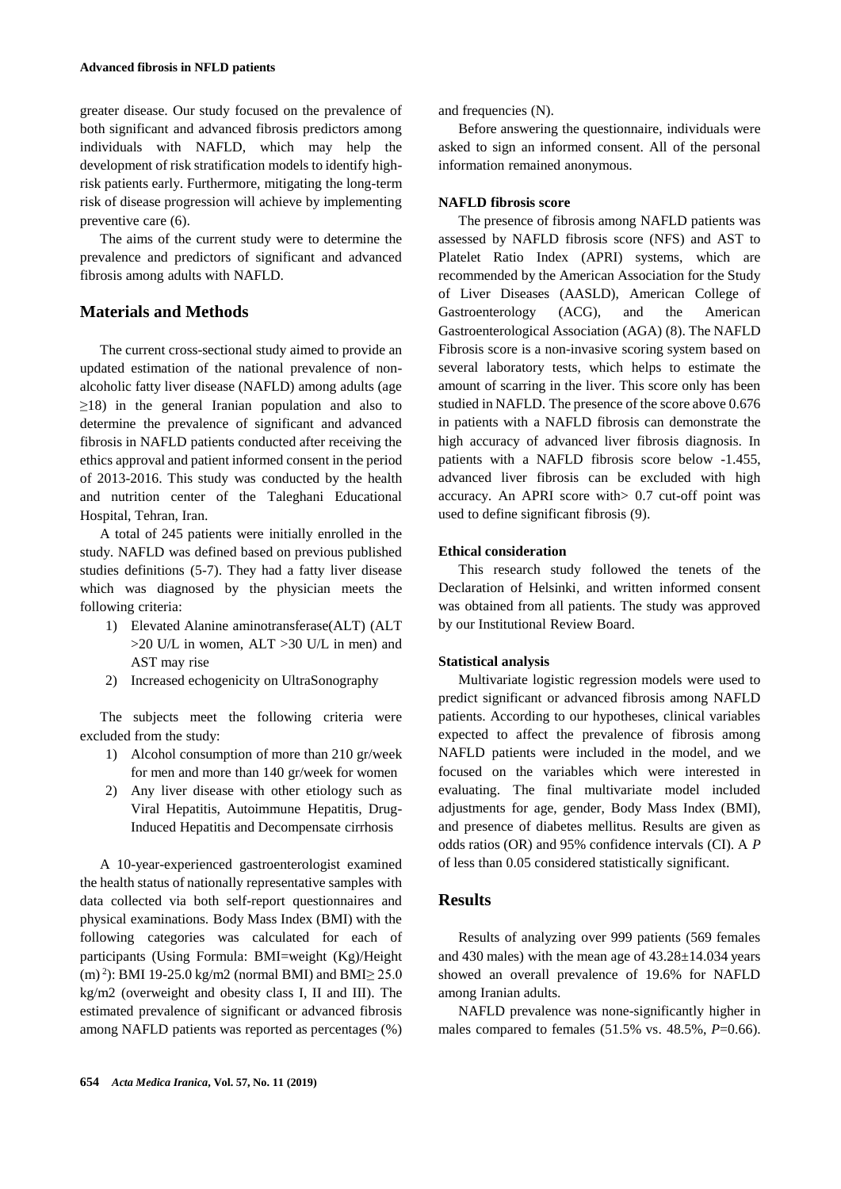greater disease. Our study focused on the prevalence of both significant and advanced fibrosis predictors among individuals with NAFLD, which may help the development of risk stratification models to identify high-risk patients early. Furthermore, mitigating the long-term risk of disease progression will achieve by implementing preventive care (6).

The aims of the current study were to determine the prevalence and predictors of significant and advanced fibrosis among adults with NAFLD.

## Materials and Methods

The current cross-sectional study aimed to provide an updated estimation of the national prevalence of non-alcoholic fatty liver disease (NAFLD) among adults (age ≥18) in the general Iranian population and also to determine the prevalence of significant and advanced fibrosis in NAFLD patients conducted after receiving the ethics approval and patient informed consent in the period of 2013-2016. This study was conducted by the health and nutrition center of the Taleghani Educational Hospital, Tehran, Iran.

A total of 245 patients were initially enrolled in the study. NAFLD was defined based on previous published studies definitions (5-7). They had a fatty liver disease which was diagnosed by the physician meets the following criteria:

1) Elevated Alanine aminotransferase(ALT) (ALT >20 U/L in women, ALT >30 U/L in men) and AST may rise
2) Increased echogenicity on UltraSonography

The subjects meet the following criteria were excluded from the study:

1) Alcohol consumption of more than 210 gr/week for men and more than 140 gr/week for women
2) Any liver disease with other etiology such as Viral Hepatitis, Autoimmune Hepatitis, Drug-Induced Hepatitis and Decompensate cirrhosis

A 10-year-experienced gastroenterologist examined the health status of nationally representative samples with data collected via both self-report questionnaires and physical examinations. Body Mass Index (BMI) with the following categories was calculated for each of participants (Using Formula: BMI=weight (Kg)/Height (m)$^2$): BMI 19-25.0 kg/m2 (normal BMI) and BMI≥ 25.0 kg/m2 (overweight and obesity class I, II and III). The estimated prevalence of significant or advanced fibrosis among NAFLD patients was reported as percentages (%) and frequencies (N).

Before answering the questionnaire, individuals were asked to sign an informed consent. All of the personal information remained anonymous.

### NAFLD fibrosis score

The presence of fibrosis among NAFLD patients was assessed by NAFLD fibrosis score (NFS) and AST to Platelet Ratio Index (APRI) systems, which are recommended by the American Association for the Study of Liver Diseases (AASLD), American College of Gastroenterology (ACG), and the American Gastroenterological Association (AGA) (8). The NAFLD Fibrosis score is a non-invasive scoring system based on several laboratory tests, which helps to estimate the amount of scarring in the liver. This score only has been studied in NAFLD. The presence of the score above 0.676 in patients with a NAFLD fibrosis can demonstrate the high accuracy of advanced liver fibrosis diagnosis. In patients with a NAFLD fibrosis score below -1.455, advanced liver fibrosis can be excluded with high accuracy. An APRI score with> 0.7 cut-off point was used to define significant fibrosis (9).

### Ethical consideration

This research study followed the tenets of the Declaration of Helsinki, and written informed consent was obtained from all patients. The study was approved by our Institutional Review Board.

### Statistical analysis

Multivariate logistic regression models were used to predict significant or advanced fibrosis among NAFLD patients. According to our hypotheses, clinical variables expected to affect the prevalence of fibrosis among NAFLD patients were included in the model, and we focused on the variables which were interested in evaluating. The final multivariate model included adjustments for age, gender, Body Mass Index (BMI), and presence of diabetes mellitus. Results are given as odds ratios (OR) and 95% confidence intervals (CI). A *P* of less than 0.05 considered statistically significant.

## Results

Results of analyzing over 999 patients (569 females and 430 males) with the mean age of 43.28±14.034 years showed an overall prevalence of 19.6% for NAFLD among Iranian adults.

NAFLD prevalence was none-significantly higher in males compared to females (51.5% vs. 48.5%, *P*=0.66).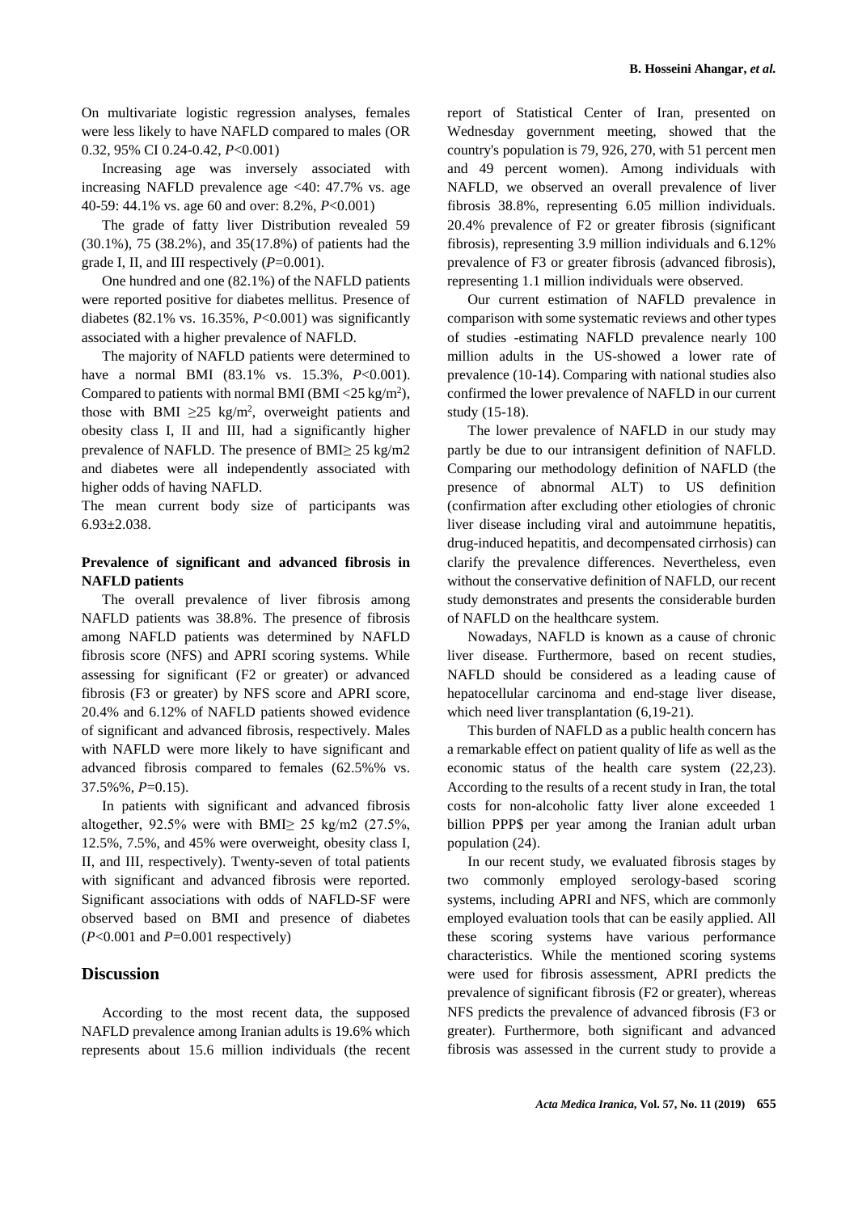On multivariate logistic regression analyses, females were less likely to have NAFLD compared to males (OR 0.32, 95% CI 0.24-0.42, *P*<0.001)

Increasing age was inversely associated with increasing NAFLD prevalence age <40: 47.7% vs. age 40-59: 44.1% vs. age 60 and over: 8.2%, *P*<0.001)

The grade of fatty liver Distribution revealed 59 (30.1%), 75 (38.2%), and 35(17.8%) of patients had the grade I, II, and III respectively (*P*=0.001).

One hundred and one (82.1%) of the NAFLD patients were reported positive for diabetes mellitus. Presence of diabetes (82.1% vs. 16.35%, *P*<0.001) was significantly associated with a higher prevalence of NAFLD.

The majority of NAFLD patients were determined to have a normal BMI (83.1% vs. 15.3%, *P*<0.001). Compared to patients with normal BMI (BMI <25 kg/m$^2$), those with BMI ≥25 kg/m$^2$, overweight patients and obesity class I, II and III, had a significantly higher prevalence of NAFLD. The presence of BMI≥ 25 kg/m2 and diabetes were all independently associated with higher odds of having NAFLD.

The mean current body size of participants was 6.93±2.038.

### Prevalence of significant and advanced fibrosis in NAFLD patients

The overall prevalence of liver fibrosis among NAFLD patients was 38.8%. The presence of fibrosis among NAFLD patients was determined by NAFLD fibrosis score (NFS) and APRI scoring systems. While assessing for significant (F2 or greater) or advanced fibrosis (F3 or greater) by NFS score and APRI score, 20.4% and 6.12% of NAFLD patients showed evidence of significant and advanced fibrosis, respectively. Males with NAFLD were more likely to have significant and advanced fibrosis compared to females (62.5%% vs. 37.5%%, *P*=0.15).

In patients with significant and advanced fibrosis altogether, 92.5% were with BMI≥ 25 kg/m2 (27.5%, 12.5%, 7.5%, and 45% were overweight, obesity class I, II, and III, respectively). Twenty-seven of total patients with significant and advanced fibrosis were reported. Significant associations with odds of NAFLD-SF were observed based on BMI and presence of diabetes (*P*<0.001 and *P*=0.001 respectively)

## Discussion

According to the most recent data, the supposed NAFLD prevalence among Iranian adults is 19.6% which represents about 15.6 million individuals (the recent report of Statistical Center of Iran, presented on Wednesday government meeting, showed that the country's population is 79, 926, 270, with 51 percent men and 49 percent women). Among individuals with NAFLD, we observed an overall prevalence of liver fibrosis 38.8%, representing 6.05 million individuals. 20.4% prevalence of F2 or greater fibrosis (significant fibrosis), representing 3.9 million individuals and 6.12% prevalence of F3 or greater fibrosis (advanced fibrosis), representing 1.1 million individuals were observed.

Our current estimation of NAFLD prevalence in comparison with some systematic reviews and other types of studies -estimating NAFLD prevalence nearly 100 million adults in the US-showed a lower rate of prevalence (10-14). Comparing with national studies also confirmed the lower prevalence of NAFLD in our current study (15-18).

The lower prevalence of NAFLD in our study may partly be due to our intransigent definition of NAFLD. Comparing our methodology definition of NAFLD (the presence of abnormal ALT) to US definition (confirmation after excluding other etiologies of chronic liver disease including viral and autoimmune hepatitis, drug-induced hepatitis, and decompensated cirrhosis) can clarify the prevalence differences. Nevertheless, even without the conservative definition of NAFLD, our recent study demonstrates and presents the considerable burden of NAFLD on the healthcare system.

Nowadays, NAFLD is known as a cause of chronic liver disease. Furthermore, based on recent studies, NAFLD should be considered as a leading cause of hepatocellular carcinoma and end-stage liver disease, which need liver transplantation (6,19-21).

This burden of NAFLD as a public health concern has a remarkable effect on patient quality of life as well as the economic status of the health care system (22,23). According to the results of a recent study in Iran, the total costs for non-alcoholic fatty liver alone exceeded 1 billion PPP$ per year among the Iranian adult urban population (24).

In our recent study, we evaluated fibrosis stages by two commonly employed serology-based scoring systems, including APRI and NFS, which are commonly employed evaluation tools that can be easily applied. All these scoring systems have various performance characteristics. While the mentioned scoring systems were used for fibrosis assessment, APRI predicts the prevalence of significant fibrosis (F2 or greater), whereas NFS predicts the prevalence of advanced fibrosis (F3 or greater). Furthermore, both significant and advanced fibrosis was assessed in the current study to provide a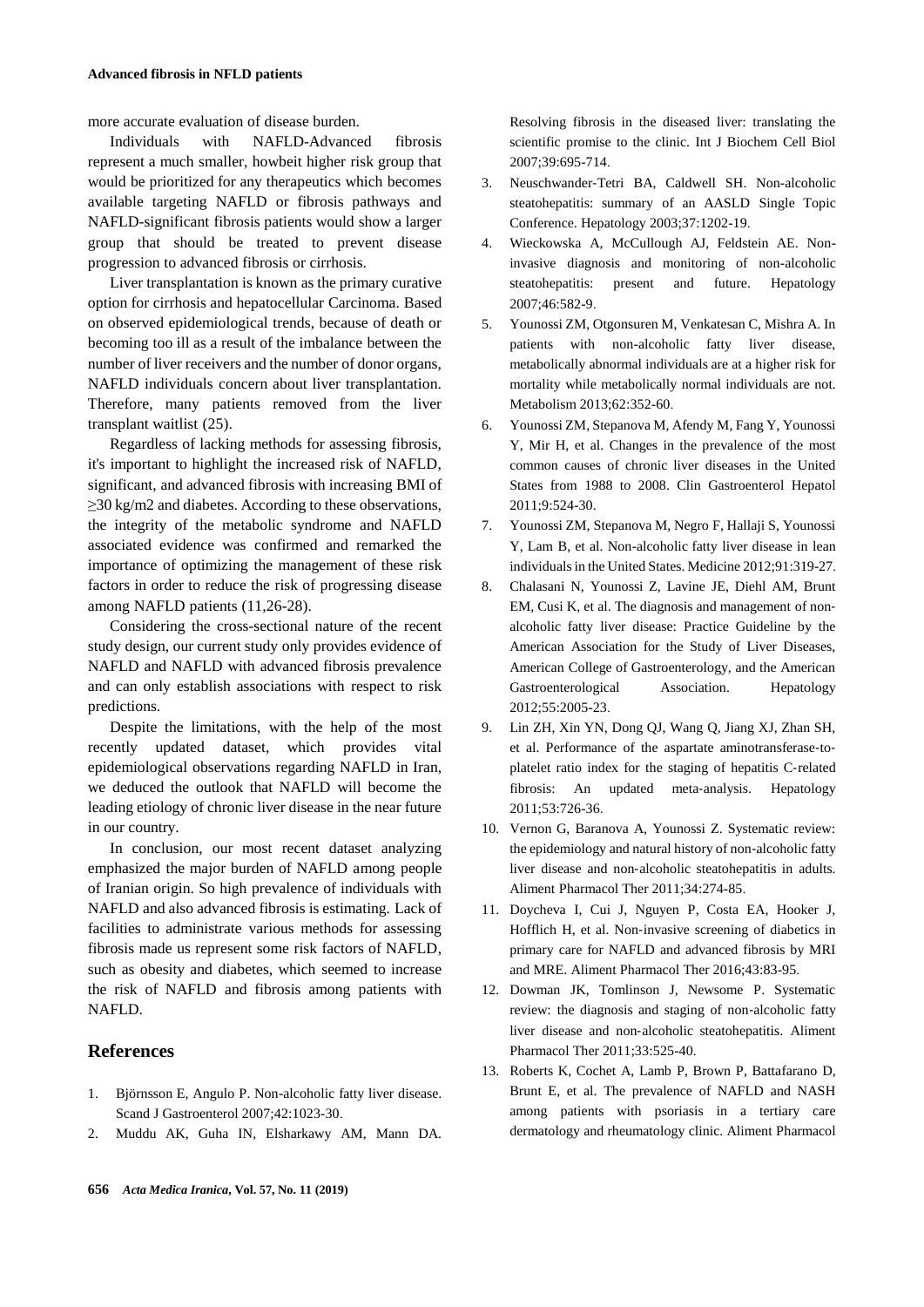more accurate evaluation of disease burden.

Individuals with NAFLD-Advanced fibrosis represent a much smaller, howbeit higher risk group that would be prioritized for any therapeutics which becomes available targeting NAFLD or fibrosis pathways and NAFLD-significant fibrosis patients would show a larger group that should be treated to prevent disease progression to advanced fibrosis or cirrhosis.

Liver transplantation is known as the primary curative option for cirrhosis and hepatocellular Carcinoma. Based on observed epidemiological trends, because of death or becoming too ill as a result of the imbalance between the number of liver receivers and the number of donor organs, NAFLD individuals concern about liver transplantation. Therefore, many patients removed from the liver transplant waitlist (25).

Regardless of lacking methods for assessing fibrosis, it's important to highlight the increased risk of NAFLD, significant, and advanced fibrosis with increasing BMI of $\geq$30 kg/m2 and diabetes. According to these observations, the integrity of the metabolic syndrome and NAFLD associated evidence was confirmed and remarked the importance of optimizing the management of these risk factors in order to reduce the risk of progressing disease among NAFLD patients (11,26-28).

Considering the cross-sectional nature of the recent study design, our current study only provides evidence of NAFLD and NAFLD with advanced fibrosis prevalence and can only establish associations with respect to risk predictions.

Despite the limitations, with the help of the most recently updated dataset, which provides vital epidemiological observations regarding NAFLD in Iran, we deduced the outlook that NAFLD will become the leading etiology of chronic liver disease in the near future in our country.

In conclusion, our most recent dataset analyzing emphasized the major burden of NAFLD among people of Iranian origin. So high prevalence of individuals with NAFLD and also advanced fibrosis is estimating. Lack of facilities to administrate various methods for assessing fibrosis made us represent some risk factors of NAFLD, such as obesity and diabetes, which seemed to increase the risk of NAFLD and fibrosis among patients with NAFLD.

## References

1. Björnsson E, Angulo P. Non-alcoholic fatty liver disease. Scand J Gastroenterol 2007;42:1023-30.
2. Muddu AK, Guha IN, Elsharkawy AM, Mann DA. Resolving fibrosis in the diseased liver: translating the scientific promise to the clinic. Int J Biochem Cell Biol 2007;39:695-714.
3. Neuschwander-Tetri BA, Caldwell SH. Non-alcoholic steatohepatitis: summary of an AASLD Single Topic Conference. Hepatology 2003;37:1202-19.
4. Wieckowska A, McCullough AJ, Feldstein AE. Non-invasive diagnosis and monitoring of non-alcoholic steatohepatitis: present and future. Hepatology 2007;46:582-9.
5. Younossi ZM, Otgonsuren M, Venkatesan C, Mishra A. In patients with non-alcoholic fatty liver disease, metabolically abnormal individuals are at a higher risk for mortality while metabolically normal individuals are not. Metabolism 2013;62:352-60.
6. Younossi ZM, Stepanova M, Afendy M, Fang Y, Younossi Y, Mir H, et al. Changes in the prevalence of the most common causes of chronic liver diseases in the United States from 1988 to 2008. Clin Gastroenterol Hepatol 2011;9:524-30.
7. Younossi ZM, Stepanova M, Negro F, Hallaji S, Younossi Y, Lam B, et al. Non-alcoholic fatty liver disease in lean individuals in the United States. Medicine 2012;91:319-27.
8. Chalasani N, Younossi Z, Lavine JE, Diehl AM, Brunt EM, Cusi K, et al. The diagnosis and management of non-alcoholic fatty liver disease: Practice Guideline by the American Association for the Study of Liver Diseases, American College of Gastroenterology, and the American Gastroenterological Association. Hepatology 2012;55:2005-23.
9. Lin ZH, Xin YN, Dong QJ, Wang Q, Jiang XJ, Zhan SH, et al. Performance of the aspartate aminotransferase-to-platelet ratio index for the staging of hepatitis C-related fibrosis: An updated meta-analysis. Hepatology 2011;53:726-36.
10. Vernon G, Baranova A, Younossi Z. Systematic review: the epidemiology and natural history of non-alcoholic fatty liver disease and non-alcoholic steatohepatitis in adults. Aliment Pharmacol Ther 2011;34:274-85.
11. Doycheva I, Cui J, Nguyen P, Costa EA, Hooker J, Hofflich H, et al. Non-invasive screening of diabetics in primary care for NAFLD and advanced fibrosis by MRI and MRE. Aliment Pharmacol Ther 2016;43:83-95.
12. Dowman JK, Tomlinson J, Newsome P. Systematic review: the diagnosis and staging of non-alcoholic fatty liver disease and non-alcoholic steatohepatitis. Aliment Pharmacol Ther 2011;33:525-40.
13. Roberts K, Cochet A, Lamb P, Brown P, Battafarano D, Brunt E, et al. The prevalence of NAFLD and NASH among patients with psoriasis in a tertiary care dermatology and rheumatology clinic. Aliment Pharmacol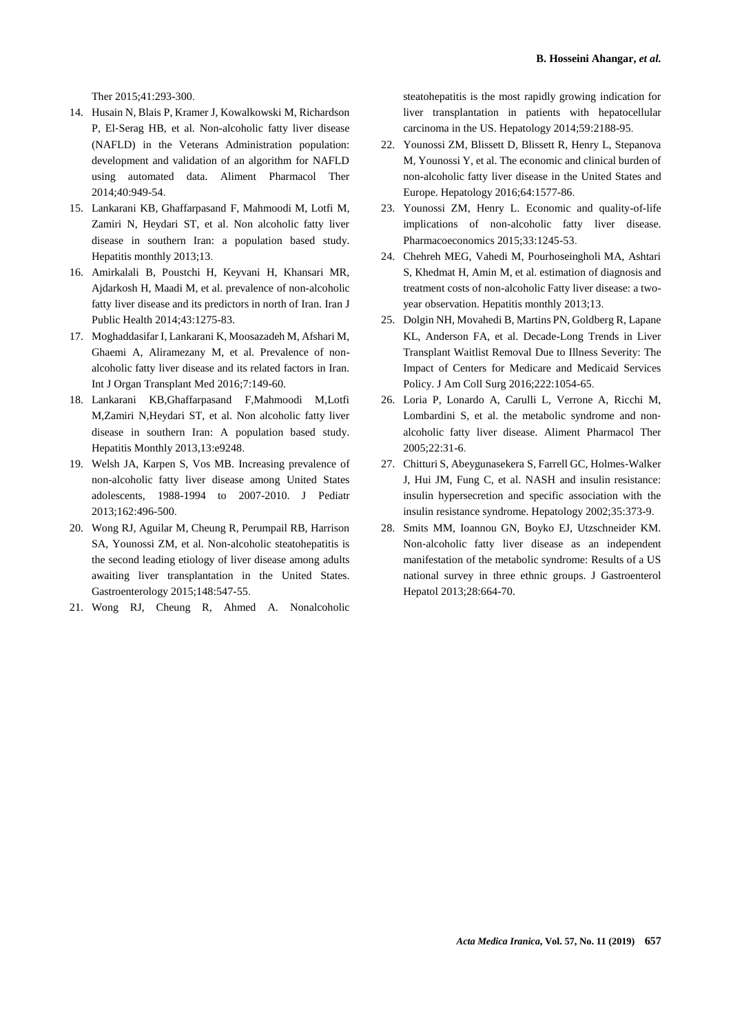Ther 2015;41:293-300.

14. Husain N, Blais P, Kramer J, Kowalkowski M, Richardson P, El-Serag HB, et al. Non-alcoholic fatty liver disease (NAFLD) in the Veterans Administration population: development and validation of an algorithm for NAFLD using automated data. Aliment Pharmacol Ther 2014;40:949-54.
15. Lankarani KB, Ghaffarpasand F, Mahmoodi M, Lotfi M, Zamiri N, Heydari ST, et al. Non alcoholic fatty liver disease in southern Iran: a population based study. Hepatitis monthly 2013;13.
16. Amirkalali B, Poustchi H, Keyvani H, Khansari MR, Ajdarkosh H, Maadi M, et al. prevalence of non-alcoholic fatty liver disease and its predictors in north of Iran. Iran J Public Health 2014;43:1275-83.
17. Moghaddasifar I, Lankarani K, Moosazadeh M, Afshari M, Ghaemi A, Aliramezany M, et al. Prevalence of non-alcoholic fatty liver disease and its related factors in Iran. Int J Organ Transplant Med 2016;7:149-60.
18. Lankarani KB,Ghaffarpasand F,Mahmoodi M,Lotfi M,Zamiri N,Heydari ST, et al. Non alcoholic fatty liver disease in southern Iran: A population based study. Hepatitis Monthly 2013,13:e9248.
19. Welsh JA, Karpen S, Vos MB. Increasing prevalence of non-alcoholic fatty liver disease among United States adolescents, 1988-1994 to 2007-2010. J Pediatr 2013;162:496-500.
20. Wong RJ, Aguilar M, Cheung R, Perumpail RB, Harrison SA, Younossi ZM, et al. Non-alcoholic steatohepatitis is the second leading etiology of liver disease among adults awaiting liver transplantation in the United States. Gastroenterology 2015;148:547-55.
21. Wong RJ, Cheung R, Ahmed A. Nonalcoholic steatohepatitis is the most rapidly growing indication for liver transplantation in patients with hepatocellular carcinoma in the US. Hepatology 2014;59:2188-95.
22. Younossi ZM, Blissett D, Blissett R, Henry L, Stepanova M, Younossi Y, et al. The economic and clinical burden of non-alcoholic fatty liver disease in the United States and Europe. Hepatology 2016;64:1577-86.
23. Younossi ZM, Henry L. Economic and quality-of-life implications of non-alcoholic fatty liver disease. Pharmacoeconomics 2015;33:1245-53.
24. Chehreh MEG, Vahedi M, Pourhoseingholi MA, Ashtari S, Khedmat H, Amin M, et al. estimation of diagnosis and treatment costs of non-alcoholic Fatty liver disease: a two-year observation. Hepatitis monthly 2013;13.
25. Dolgin NH, Movahedi B, Martins PN, Goldberg R, Lapane KL, Anderson FA, et al. Decade-Long Trends in Liver Transplant Waitlist Removal Due to Illness Severity: The Impact of Centers for Medicare and Medicaid Services Policy. J Am Coll Surg 2016;222:1054-65.
26. Loria P, Lonardo A, Carulli L, Verrone A, Ricchi M, Lombardini S, et al. the metabolic syndrome and non-alcoholic fatty liver disease. Aliment Pharmacol Ther 2005;22:31-6.
27. Chitturi S, Abeygunasekera S, Farrell GC, Holmes-Walker J, Hui JM, Fung C, et al. NASH and insulin resistance: insulin hypersecretion and specific association with the insulin resistance syndrome. Hepatology 2002;35:373-9.
28. Smits MM, Ioannou GN, Boyko EJ, Utzschneider KM. Non-alcoholic fatty liver disease as an independent manifestation of the metabolic syndrome: Results of a US national survey in three ethnic groups. J Gastroenterol Hepatol 2013;28:664-70.